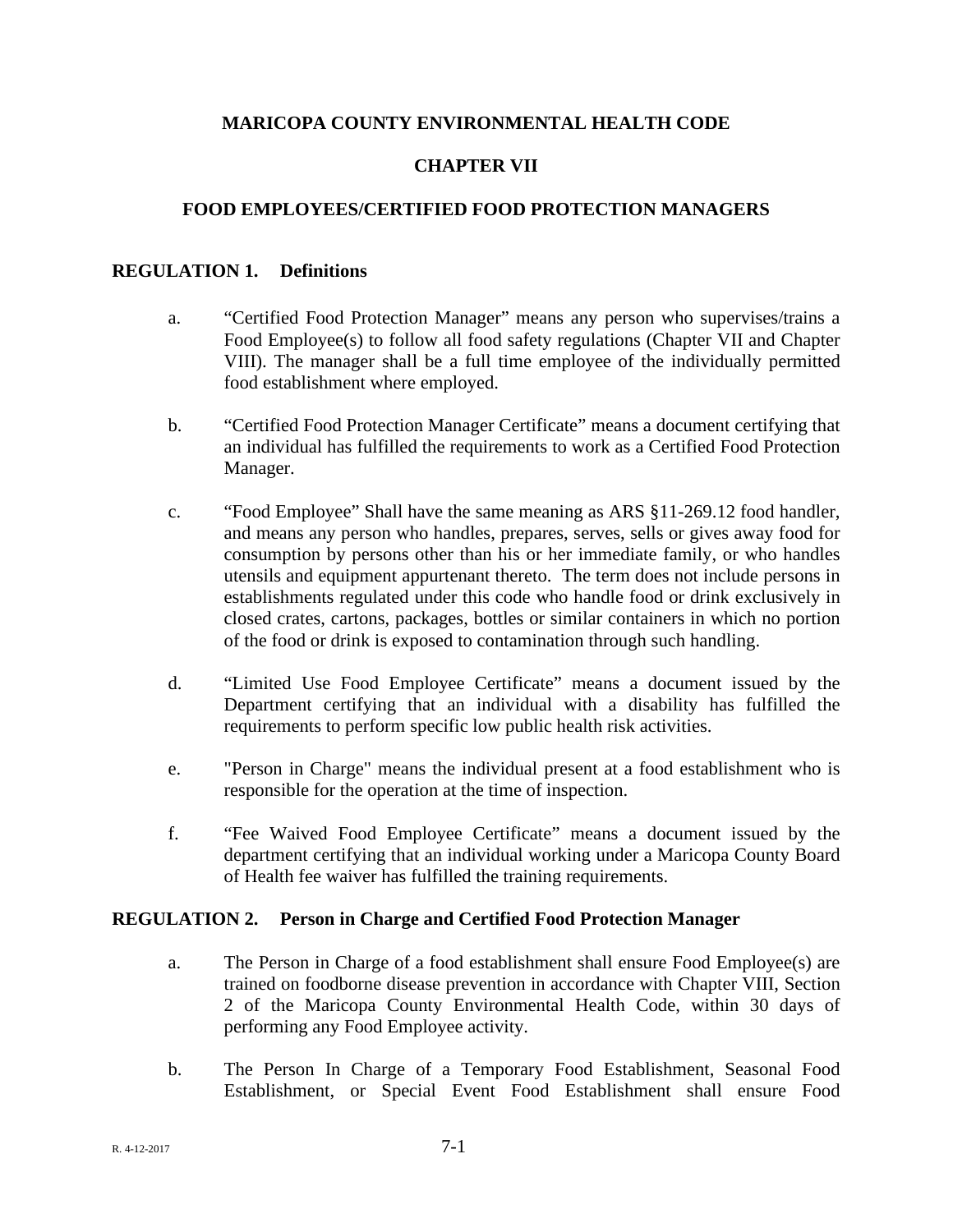# MARICOPA COUNTY ENVIRONMENTAL HEALTH CODE

## CHAPTER VII

## FOOD EMPLOYEES/CERTIFIED FOOD PROTECTION MANAGERS

### REGULATION 1. Definitions

a. “Certified Food Protection Manager” means any person who supervises/trains a Food Employee(s) to follow all food safety regulations (Chapter VII and Chapter VIII). The manager shall be a full time employee of the individually permitted food establishment where employed.

b. “Certified Food Protection Manager Certificate” means a document certifying that an individual has fulfilled the requirements to work as a Certified Food Protection Manager.

c. “Food Employee” Shall have the same meaning as ARS §11-269.12 food handler, and means any person who handles, prepares, serves, sells or gives away food for consumption by persons other than his or her immediate family, or who handles utensils and equipment appurtenant thereto. The term does not include persons in establishments regulated under this code who handle food or drink exclusively in closed crates, cartons, packages, bottles or similar containers in which no portion of the food or drink is exposed to contamination through such handling.

d. “Limited Use Food Employee Certificate” means a document issued by the Department certifying that an individual with a disability has fulfilled the requirements to perform specific low public health risk activities.

e. "Person in Charge" means the individual present at a food establishment who is responsible for the operation at the time of inspection.

f. “Fee Waived Food Employee Certificate” means a document issued by the department certifying that an individual working under a Maricopa County Board of Health fee waiver has fulfilled the training requirements.

### REGULATION 2. Person in Charge and Certified Food Protection Manager

a. The Person in Charge of a food establishment shall ensure Food Employee(s) are trained on foodborne disease prevention in accordance with Chapter VIII, Section 2 of the Maricopa County Environmental Health Code, within 30 days of performing any Food Employee activity.

b. The Person In Charge of a Temporary Food Establishment, Seasonal Food Establishment, or Special Event Food Establishment shall ensure Food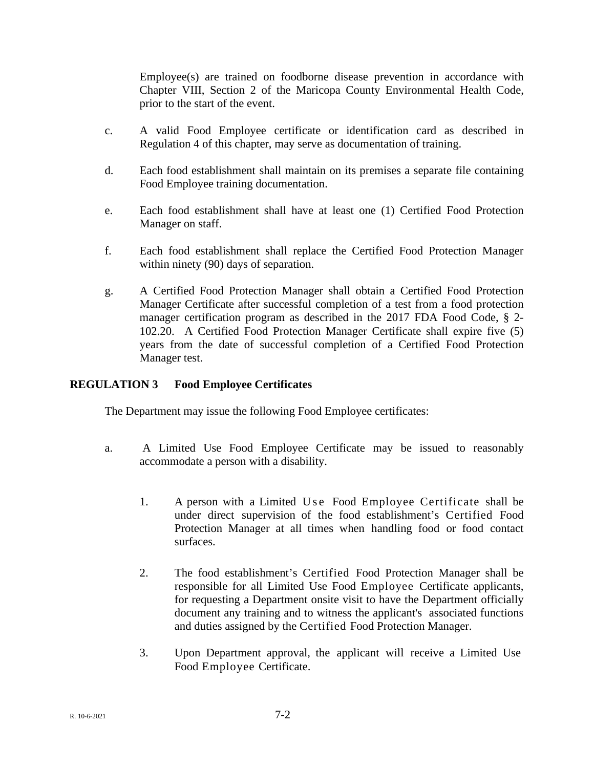Employee(s) are trained on foodborne disease prevention in accordance with Chapter VIII, Section 2 of the Maricopa County Environmental Health Code, prior to the start of the event.

c. A valid Food Employee certificate or identification card as described in Regulation 4 of this chapter, may serve as documentation of training.

d. Each food establishment shall maintain on its premises a separate file containing Food Employee training documentation.

e. Each food establishment shall have at least one (1) Certified Food Protection Manager on staff.

f. Each food establishment shall replace the Certified Food Protection Manager within ninety (90) days of separation.

g. A Certified Food Protection Manager shall obtain a Certified Food Protection Manager Certificate after successful completion of a test from a food protection manager certification program as described in the 2017 FDA Food Code, § 2-102.20. A Certified Food Protection Manager Certificate shall expire five (5) years from the date of successful completion of a Certified Food Protection Manager test.

**REGULATION 3 Food Employee Certificates**

The Department may issue the following Food Employee certificates:

a. A Limited Use Food Employee Certificate may be issued to reasonably accommodate a person with a disability.

1. A person with a Limited Use Food Employee Certificate shall be under direct supervision of the food establishment's Certified Food Protection Manager at all times when handling food or food contact surfaces.

2. The food establishment's Certified Food Protection Manager shall be responsible for all Limited Use Food Employee Certificate applicants, for requesting a Department onsite visit to have the Department officially document any training and to witness the applicant's associated functions and duties assigned by the Certified Food Protection Manager.

3. Upon Department approval, the applicant will receive a Limited Use Food Employee Certificate.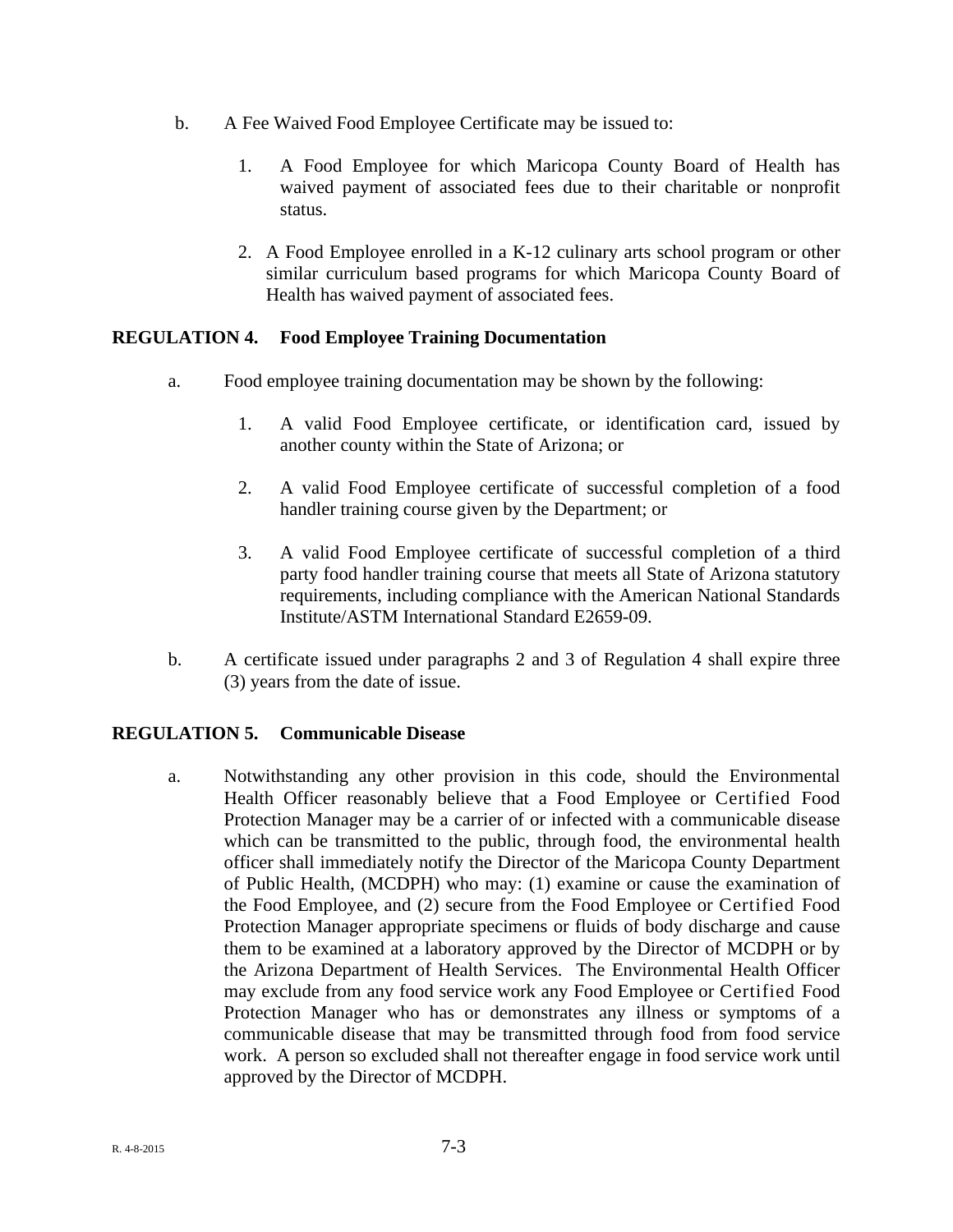b. A Fee Waived Food Employee Certificate may be issued to:

1. A Food Employee for which Maricopa County Board of Health has waived payment of associated fees due to their charitable or nonprofit status.

2. A Food Employee enrolled in a K-12 culinary arts school program or other similar curriculum based programs for which Maricopa County Board of Health has waived payment of associated fees.

## REGULATION 4. Food Employee Training Documentation

a. Food employee training documentation may be shown by the following:

1. A valid Food Employee certificate, or identification card, issued by another county within the State of Arizona; or

2. A valid Food Employee certificate of successful completion of a food handler training course given by the Department; or

3. A valid Food Employee certificate of successful completion of a third party food handler training course that meets all State of Arizona statutory requirements, including compliance with the American National Standards Institute/ASTM International Standard E2659-09.

b. A certificate issued under paragraphs 2 and 3 of Regulation 4 shall expire three (3) years from the date of issue.

## REGULATION 5. Communicable Disease

a. Notwithstanding any other provision in this code, should the Environmental Health Officer reasonably believe that a Food Employee or Certified Food Protection Manager may be a carrier of or infected with a communicable disease which can be transmitted to the public, through food, the environmental health officer shall immediately notify the Director of the Maricopa County Department of Public Health, (MCDPH) who may: (1) examine or cause the examination of the Food Employee, and (2) secure from the Food Employee or Certified Food Protection Manager appropriate specimens or fluids of body discharge and cause them to be examined at a laboratory approved by the Director of MCDPH or by the Arizona Department of Health Services. The Environmental Health Officer may exclude from any food service work any Food Employee or Certified Food Protection Manager who has or demonstrates any illness or symptoms of a communicable disease that may be transmitted through food from food service work. A person so excluded shall not thereafter engage in food service work until approved by the Director of MCDPH.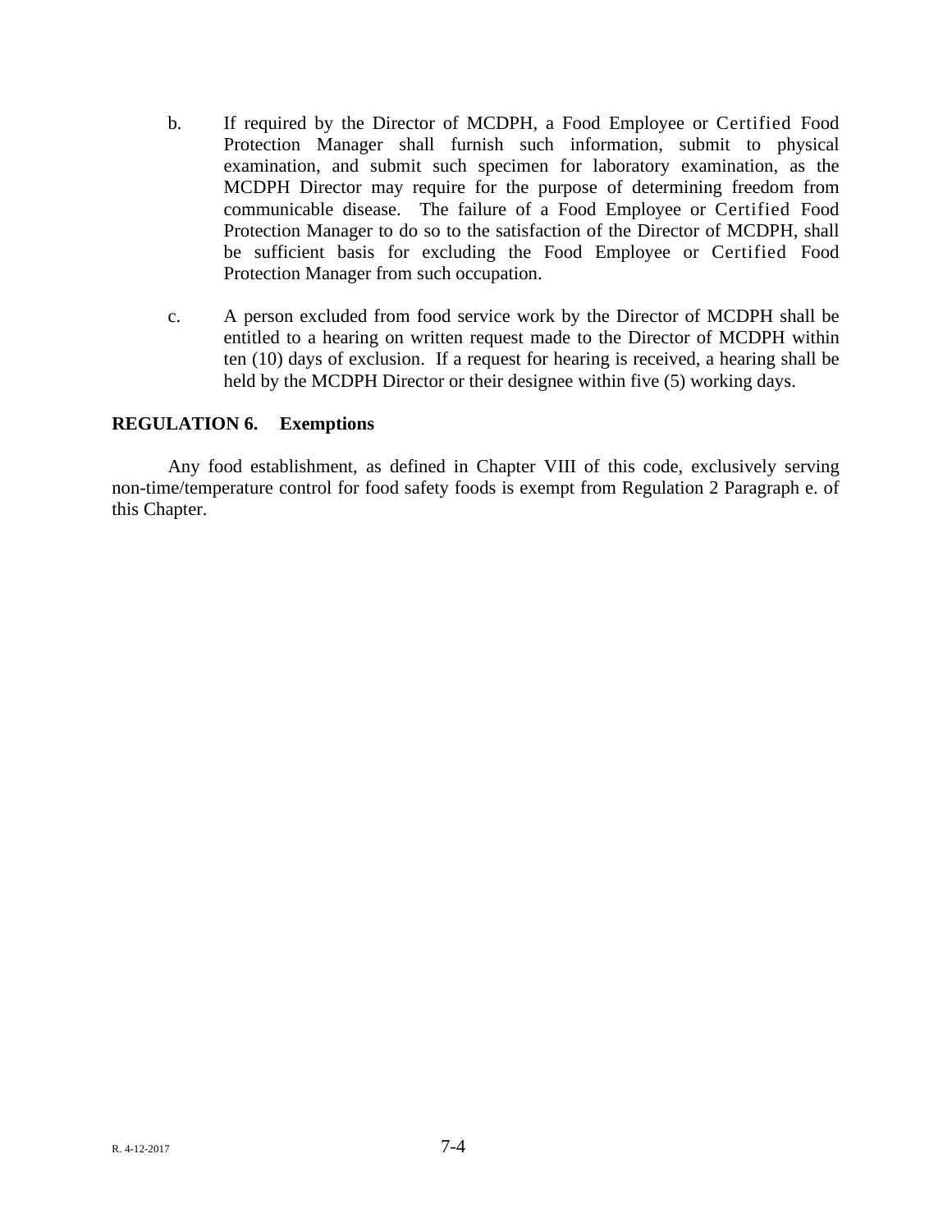b. If required by the Director of MCDPH, a Food Employee or Certified Food Protection Manager shall furnish such information, submit to physical examination, and submit such specimen for laboratory examination, as the MCDPH Director may require for the purpose of determining freedom from communicable disease. The failure of a Food Employee or Certified Food Protection Manager to do so to the satisfaction of the Director of MCDPH, shall be sufficient basis for excluding the Food Employee or Certified Food Protection Manager from such occupation.

c. A person excluded from food service work by the Director of MCDPH shall be entitled to a hearing on written request made to the Director of MCDPH within ten (10) days of exclusion. If a request for hearing is received, a hearing shall be held by the MCDPH Director or their designee within five (5) working days.

**REGULATION 6. Exemptions**

Any food establishment, as defined in Chapter VIII of this code, exclusively serving non-time/temperature control for food safety foods is exempt from Regulation 2 Paragraph e. of this Chapter.

R. 4-12-2017